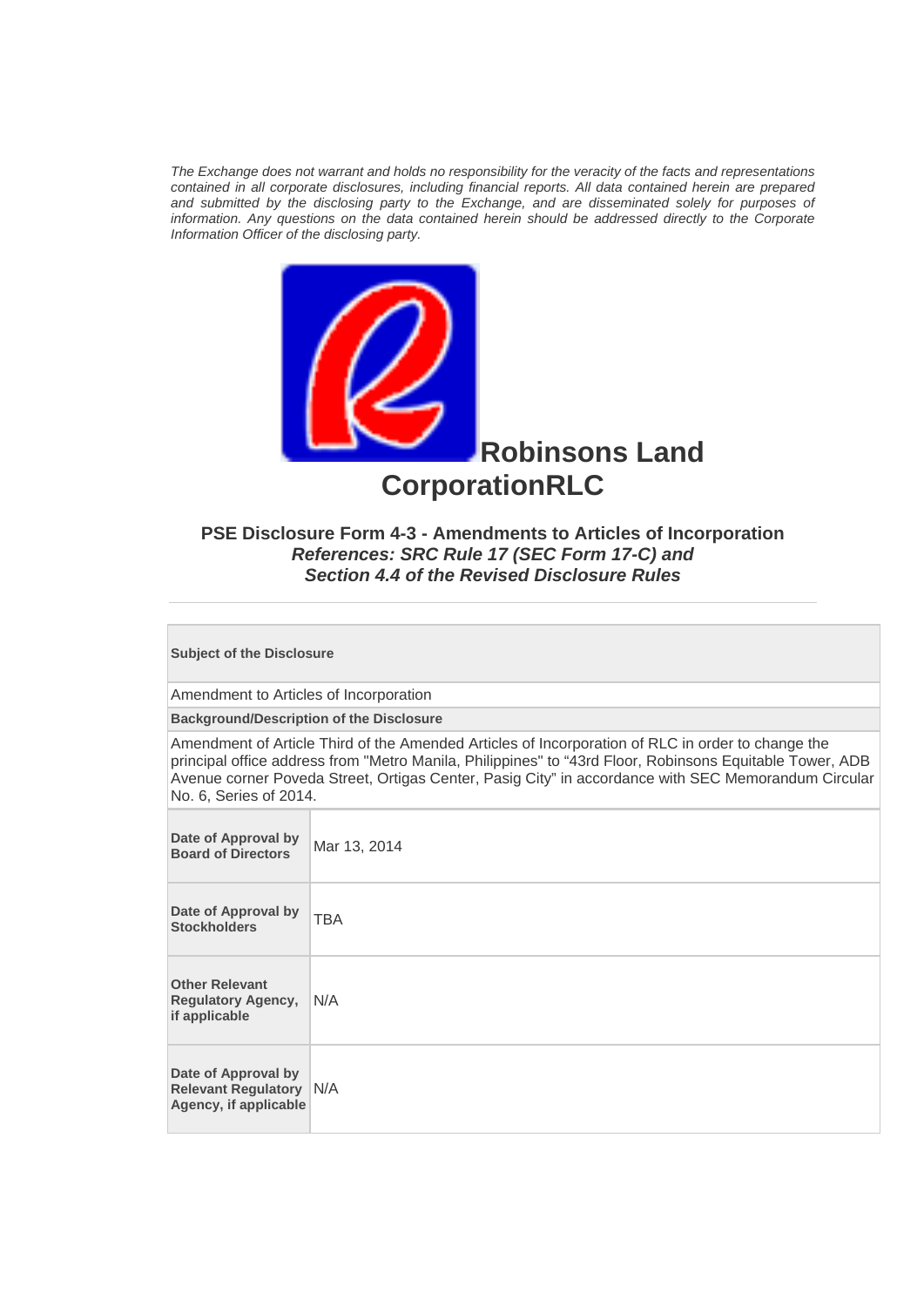*The Exchange does not warrant and holds no responsibility for the veracity of the facts and representations contained in all corporate disclosures, including financial reports. All data contained herein are prepared and submitted by the disclosing party to the Exchange, and are disseminated solely for purposes of information. Any questions on the data contained herein should be addressed directly to the Corporate Information Officer of the disclosing party.*

# Robinsons Land CorporationRLC

### PSE Disclosure Form 4-3 - Amendments to Articles of Incorporation
### *References: SRC Rule 17 (SEC Form 17-C) and Section 4.4 of the Revised Disclosure Rules*

---

**Subject of the Disclosure**

Amendment to Articles of Incorporation

**Background/Description of the Disclosure**

Amendment of Article Third of the Amended Articles of Incorporation of RLC in order to change the principal office address from "Metro Manila, Philippines" to "43rd Floor, Robinsons Equitable Tower, ADB Avenue corner Poveda Street, Ortigas Center, Pasig City" in accordance with SEC Memorandum Circular No. 6, Series of 2014.

| | |
|---|---|
| **Date of Approval by Board of Directors** | Mar 13, 2014 |
| **Date of Approval by Stockholders** | TBA |
| **Other Relevant Regulatory Agency, if applicable** | N/A |
| **Date of Approval by Relevant Regulatory Agency, if applicable** | N/A |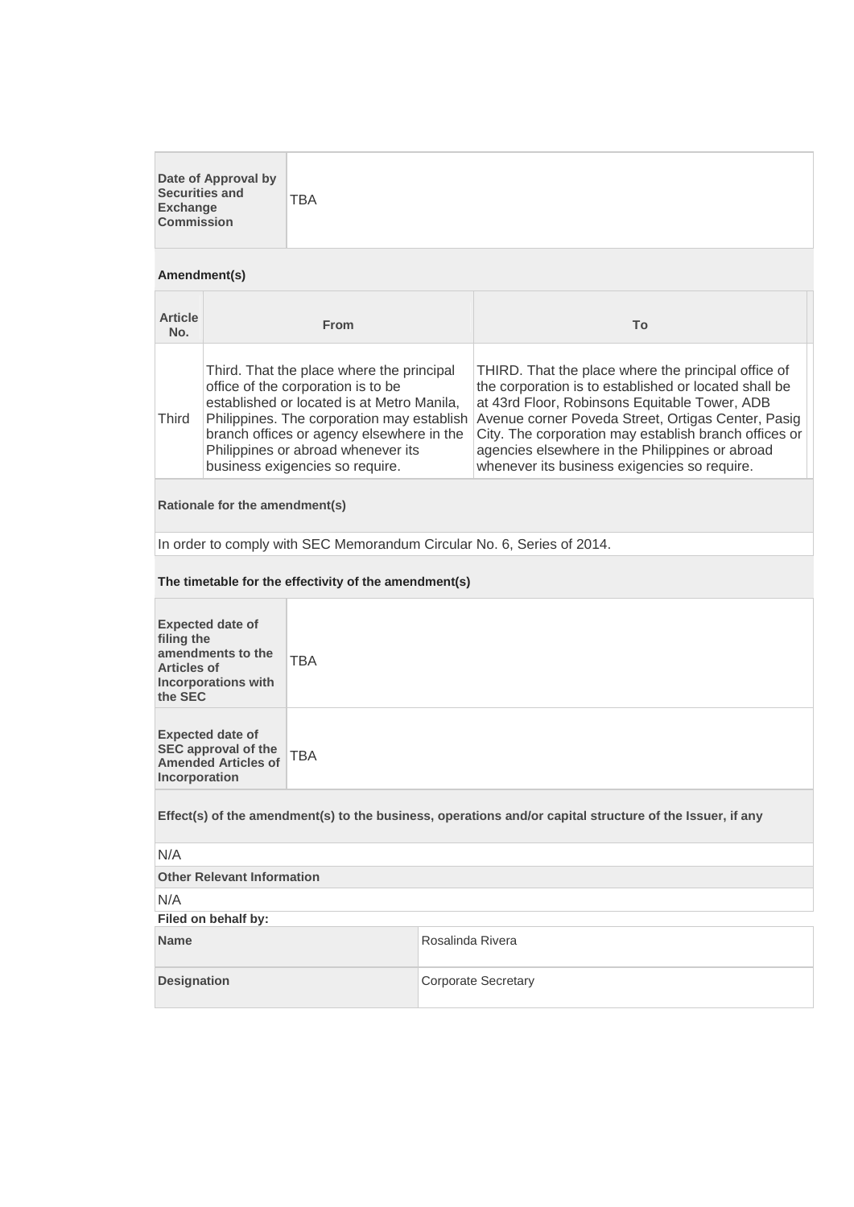| | |
|---|---|
| **Date of Approval by Securities and Exchange Commission** | TBA |

**Amendment(s)**

| Article No. | From | To |
|---|---|---|
| Third | Third. That the place where the principal office of the corporation is to be established or located is at Metro Manila, Philippines. The corporation may establish branch offices or agency elsewhere in the Philippines or abroad whenever its business exigencies so require. | THIRD. That the place where the principal office of the corporation is to established or located shall be at 43rd Floor, Robinsons Equitable Tower, ADB Avenue corner Poveda Street, Ortigas Center, Pasig City. The corporation may establish branch offices or agencies elsewhere in the Philippines or abroad whenever its business exigencies so require. |

**Rationale for the amendment(s)**

In order to comply with SEC Memorandum Circular No. 6, Series of 2014.

**The timetable for the effectivity of the amendment(s)**

| | |
|---|---|
| **Expected date of filing the amendments to the Articles of Incorporations with the SEC** | TBA |
| **Expected date of SEC approval of the Amended Articles of Incorporation** | TBA |

**Effect(s) of the amendment(s) to the business, operations and/or capital structure of the Issuer, if any**

N/A

**Other Relevant Information**

N/A

**Filed on behalf by:**

| | |
|---|---|
| **Name** | Rosalinda Rivera |
| **Designation** | Corporate Secretary |